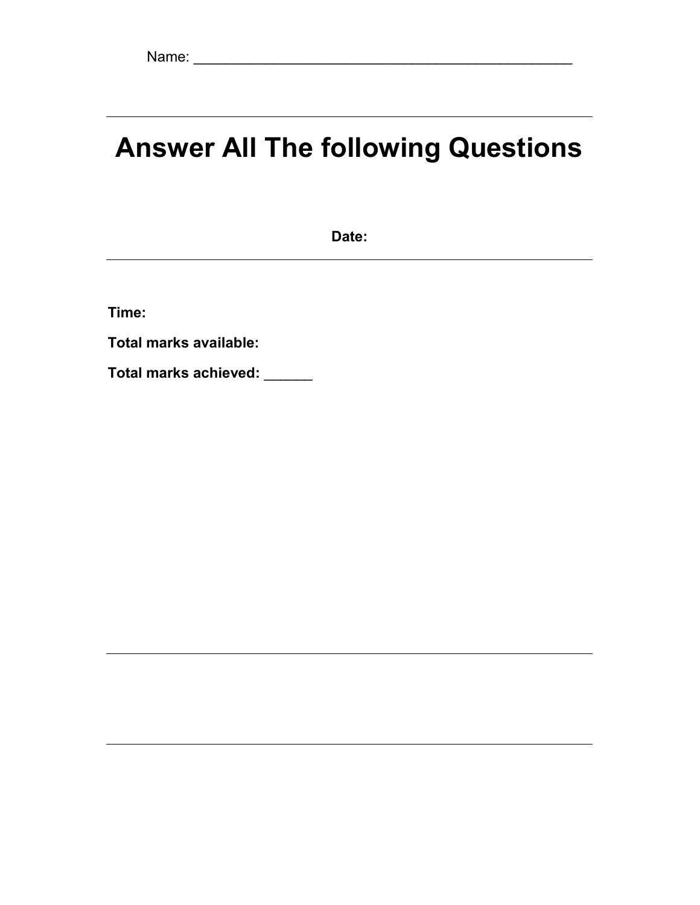Name: ______________________________________________

---

# Answer All The following Questions

**Date:**

---

**Time:**

**Total marks available:**

**Total marks achieved:** ______

---

---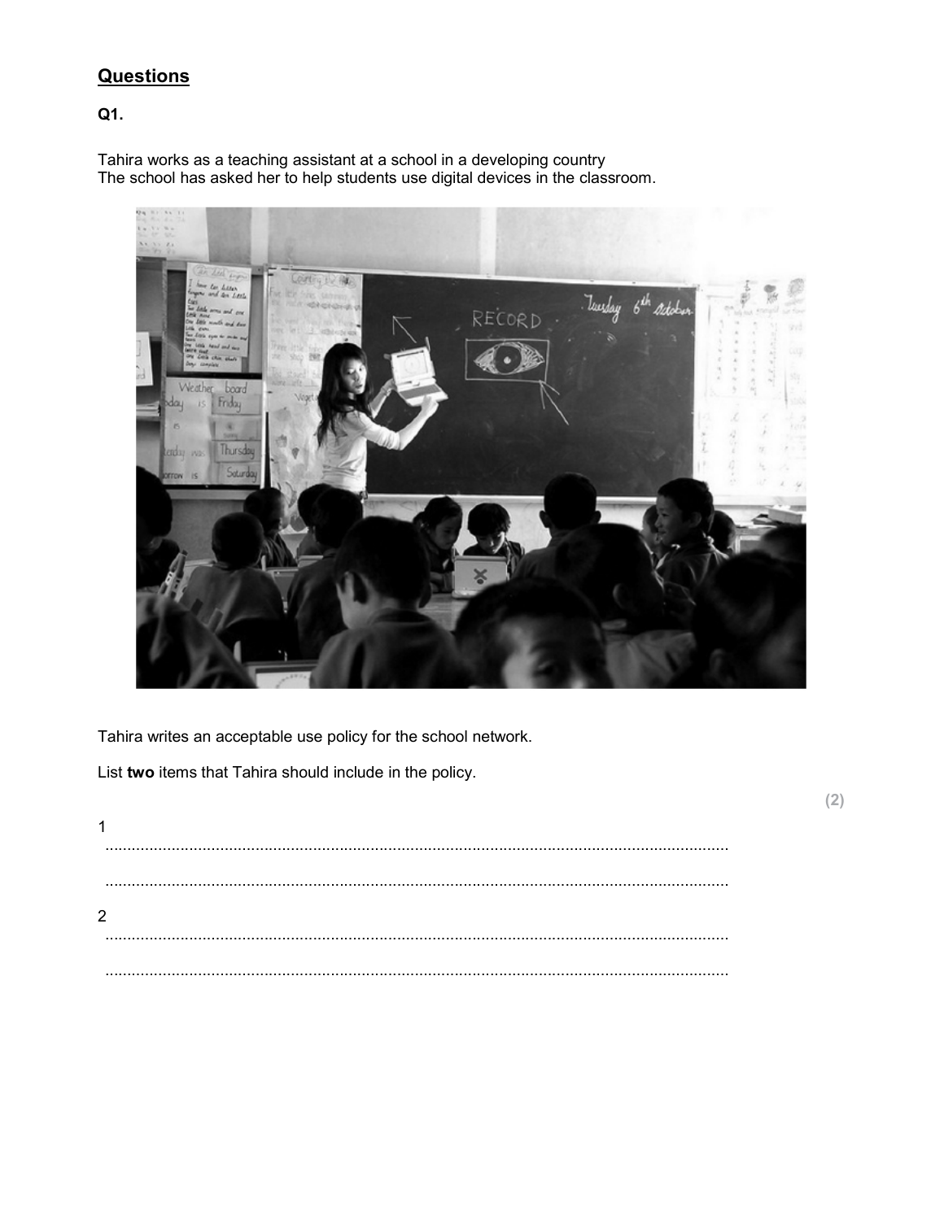## Questions

**Q1.**

Tahira works as a teaching assistant at a school in a developing country
The school has asked her to help students use digital devices in the classroom.

Tahira writes an acceptable use policy for the school network.

List **two** items that Tahira should include in the policy.

**(2)**

1 ..............................................................................................................................................

..............................................................................................................................................

2 ..............................................................................................................................................

..............................................................................................................................................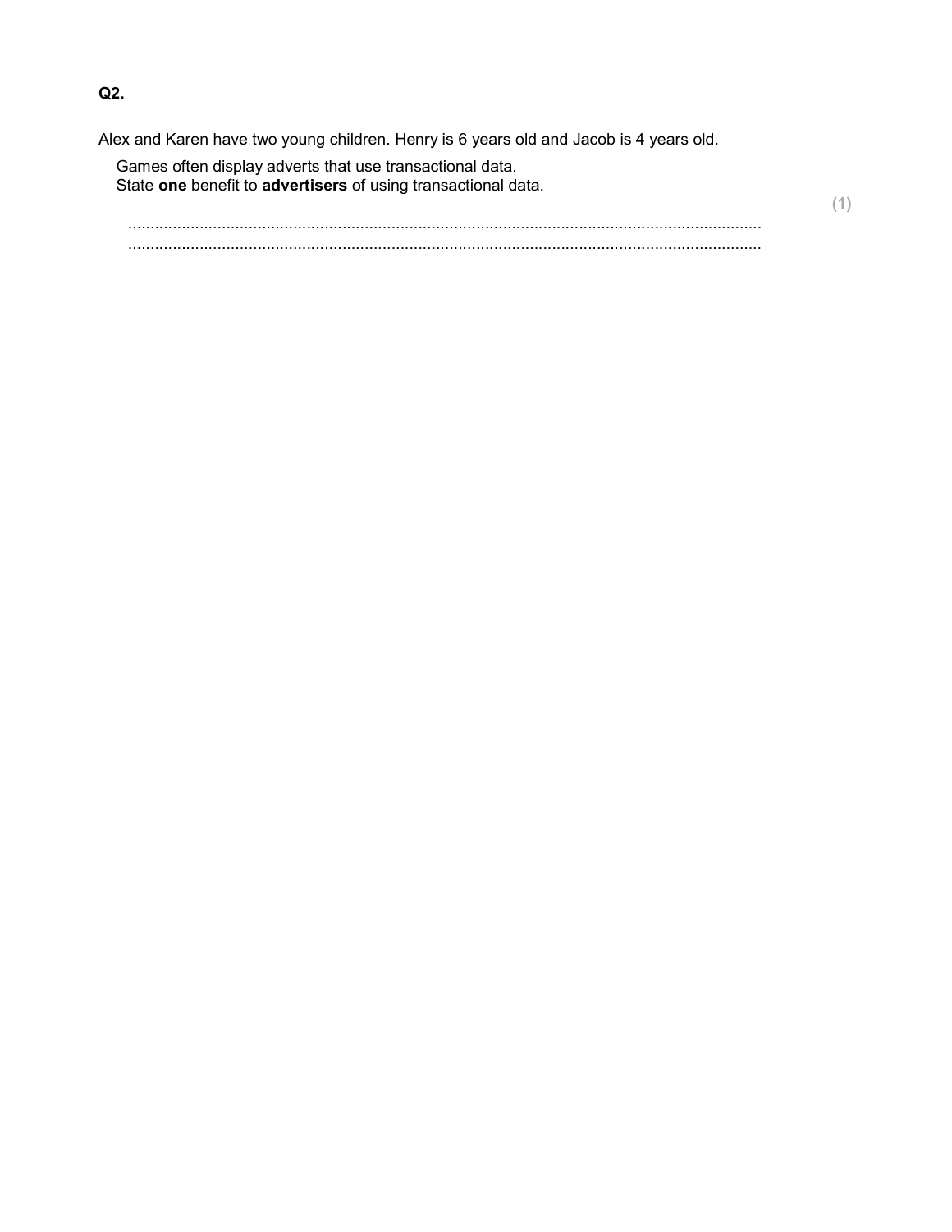**Q2.**

Alex and Karen have two young children. Henry is 6 years old and Jacob is 4 years old.

Games often display adverts that use transactional data.
State **one** benefit to **advertisers** of using transactional data.

**(1)**

..........................................................................................................................................
..........................................................................................................................................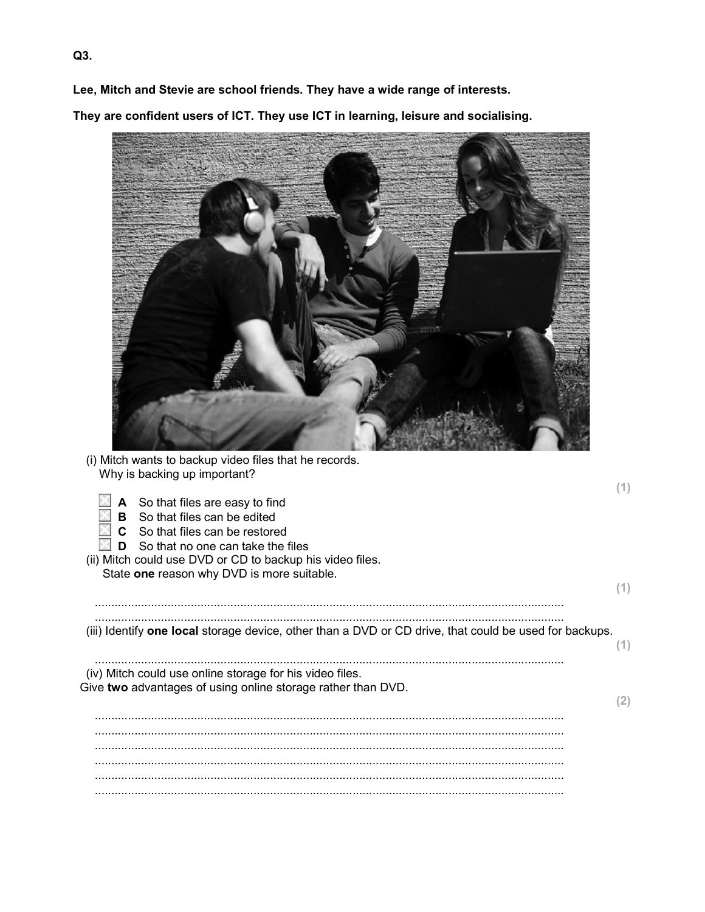**Q3.**

**Lee, Mitch and Stevie are school friends. They have a wide range of interests.**

**They are confident users of ICT. They use ICT in learning, leisure and socialising.**

(i) Mitch wants to backup video files that he records.
Why is backing up important?

**(1)**

- ☐ **A** So that files are easy to find
- ☐ **B** So that files can be edited
- ☐ **C** So that files can be restored
- ☐ **D** So that no one can take the files

(ii) Mitch could use DVD or CD to backup his video files.
State **one** reason why DVD is more suitable.

**(1)**

..............................................................................................................................................

..............................................................................................................................................

(iii) Identify **one local** storage device, other than a DVD or CD drive, that could be used for backups.

**(1)**

..............................................................................................................................................

(iv) Mitch could use online storage for his video files.
Give **two** advantages of using online storage rather than DVD.

**(2)**

..............................................................................................................................................

..............................................................................................................................................

..............................................................................................................................................

..............................................................................................................................................

..............................................................................................................................................

..............................................................................................................................................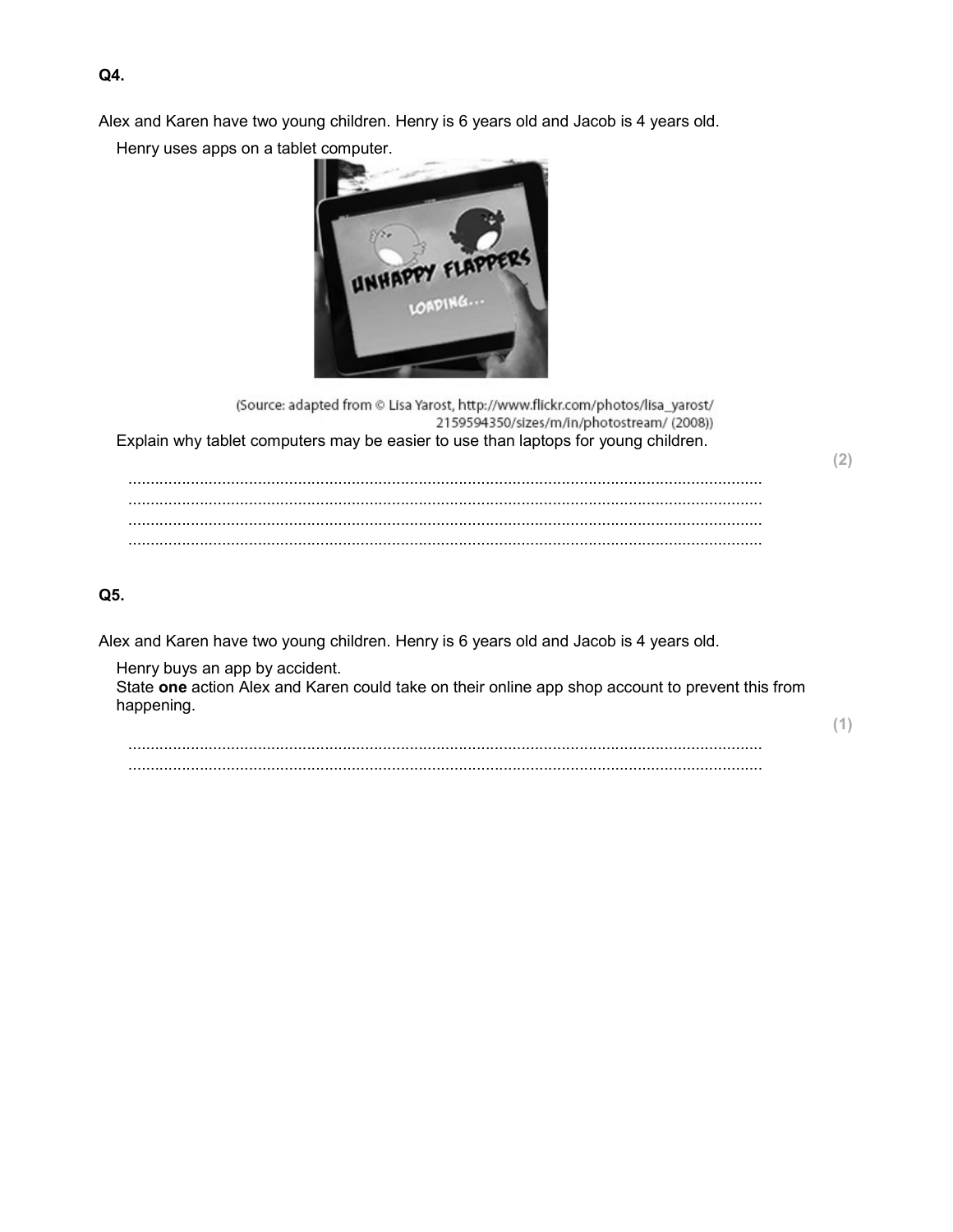**Q4.**

Alex and Karen have two young children. Henry is 6 years old and Jacob is 4 years old.

Henry uses apps on a tablet computer.

(Source: adapted from © Lisa Yarost, http://www.flickr.com/photos/lisa_yarost/2159594350/sizes/m/in/photostream/ (2008))

Explain why tablet computers may be easier to use than laptops for young children.

**(2)**

..............................................................................................................................................
..............................................................................................................................................
..............................................................................................................................................
..............................................................................................................................................

**Q5.**

Alex and Karen have two young children. Henry is 6 years old and Jacob is 4 years old.

Henry buys an app by accident.
State **one** action Alex and Karen could take on their online app shop account to prevent this from happening.

**(1)**

..............................................................................................................................................
..............................................................................................................................................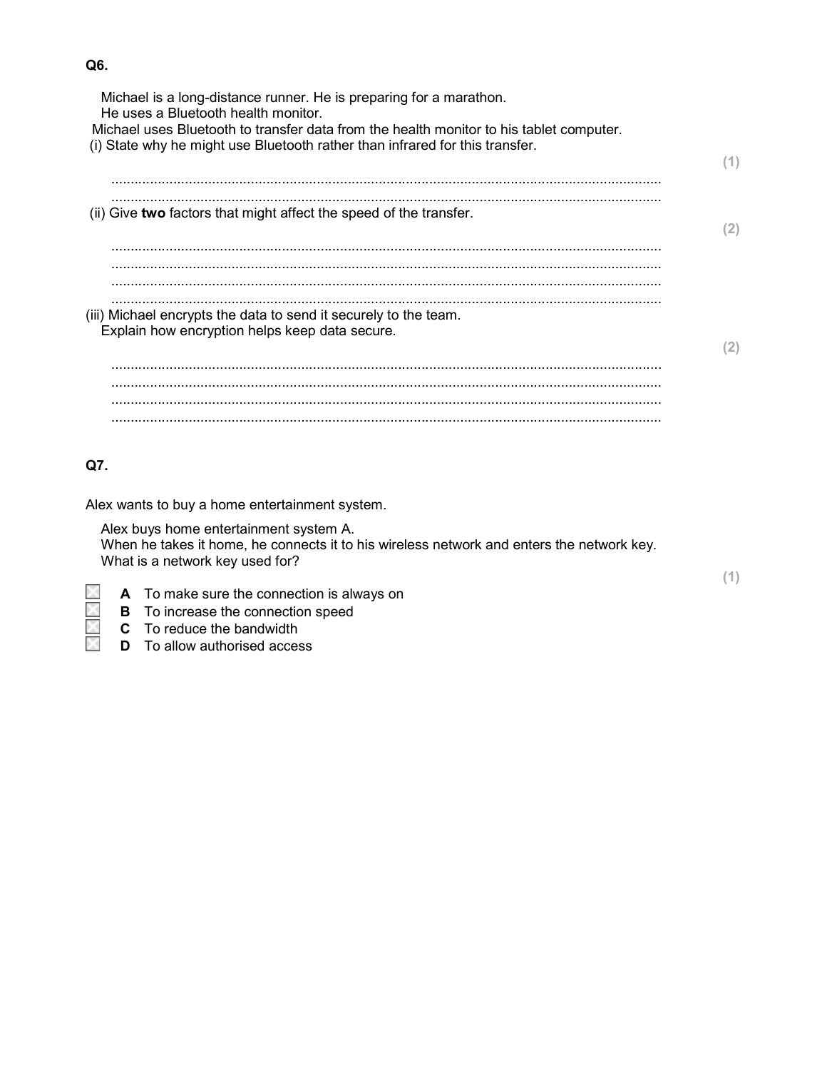**Q6.**

Michael is a long-distance runner. He is preparing for a marathon.
He uses a Bluetooth health monitor.
Michael uses Bluetooth to transfer data from the health monitor to his tablet computer.

(i) State why he might use Bluetooth rather than infrared for this transfer.

**(1)**

.............................................................................................................................................
.............................................................................................................................................

(ii) Give **two** factors that might affect the speed of the transfer.

**(2)**

.............................................................................................................................................
.............................................................................................................................................
.............................................................................................................................................
.............................................................................................................................................

(iii) Michael encrypts the data to send it securely to the team.
Explain how encryption helps keep data secure.

**(2)**

.............................................................................................................................................
.............................................................................................................................................
.............................................................................................................................................
.............................................................................................................................................

**Q7.**

Alex wants to buy a home entertainment system.

Alex buys home entertainment system A.
When he takes it home, he connects it to his wireless network and enters the network key.
What is a network key used for?

**(1)**

- ☐ **A** To make sure the connection is always on
- ☐ **B** To increase the connection speed
- ☐ **C** To reduce the bandwidth
- ☐ **D** To allow authorised access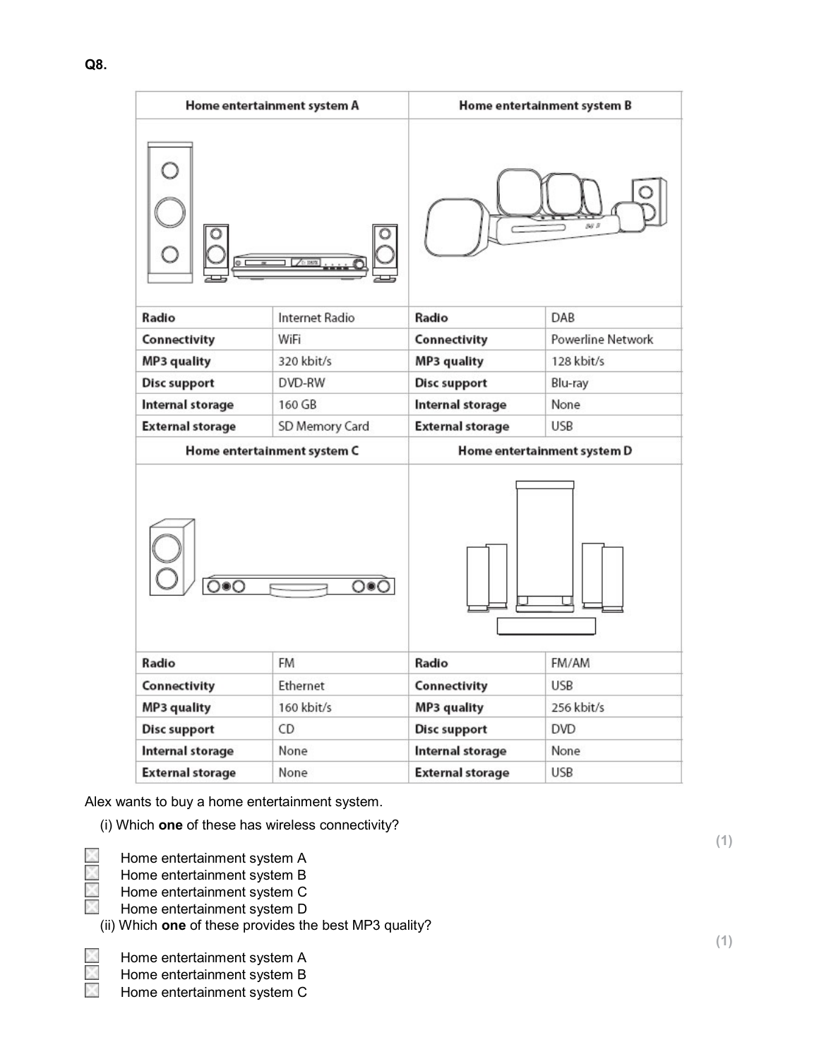**Q8.**

| Home entertainment system A | | Home entertainment system B | |
|---|---|---|---|
| **Radio** | Internet Radio | **Radio** | DAB |
| **Connectivity** | WiFi | **Connectivity** | Powerline Network |
| **MP3 quality** | 320 kbit/s | **MP3 quality** | 128 kbit/s |
| **Disc support** | DVD-RW | **Disc support** | Blu-ray |
| **Internal storage** | 160 GB | **Internal storage** | None |
| **External storage** | SD Memory Card | **External storage** | USB |

| Home entertainment system C | | Home entertainment system D | |
|---|---|---|---|
| **Radio** | FM | **Radio** | FM/AM |
| **Connectivity** | Ethernet | **Connectivity** | USB |
| **MP3 quality** | 160 kbit/s | **MP3 quality** | 256 kbit/s |
| **Disc support** | CD | **Disc support** | DVD |
| **Internal storage** | None | **Internal storage** | None |
| **External storage** | None | **External storage** | USB |

Alex wants to buy a home entertainment system.

(i) Which **one** of these has wireless connectivity?

**(1)**

- ☒ Home entertainment system A
- ☒ Home entertainment system B
- ☒ Home entertainment system C
- ☒ Home entertainment system D

(ii) Which **one** of these provides the best MP3 quality?

**(1)**

- ☒ Home entertainment system A
- ☒ Home entertainment system B
- ☒ Home entertainment system C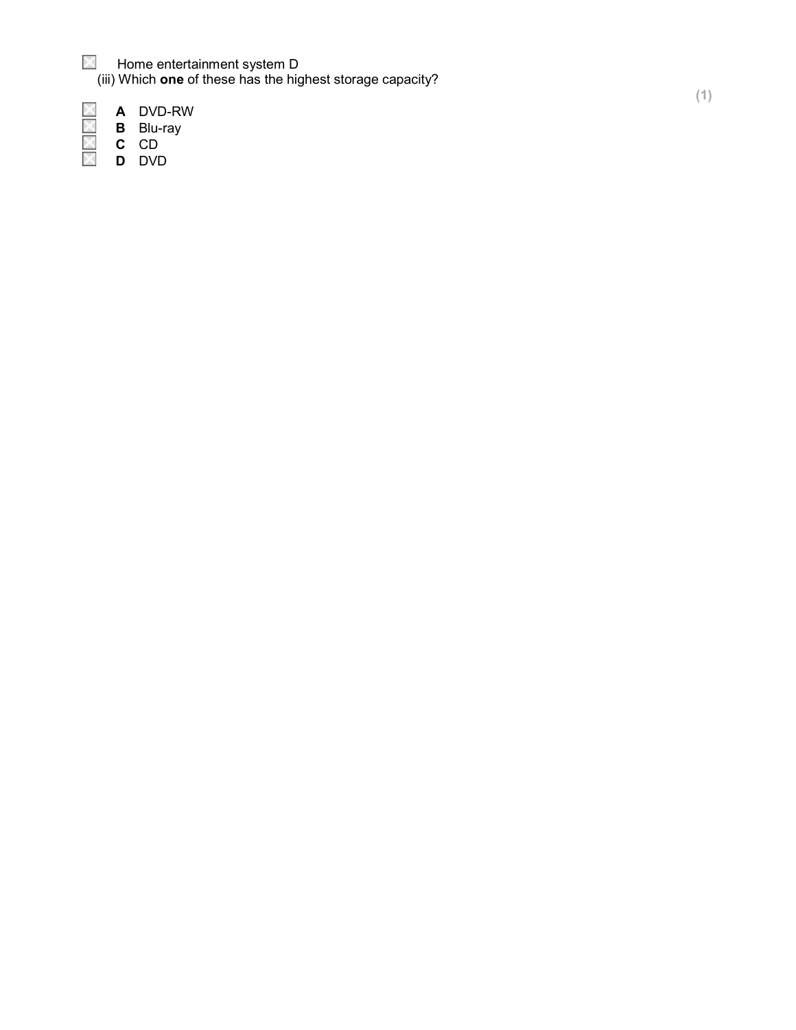- [ ] Home entertainment system D

(iii) Which **one** of these has the highest storage capacity?

**(1)**

- [ ] **A** DVD-RW
- [ ] **B** Blu-ray
- [ ] **C** CD
- [ ] **D** DVD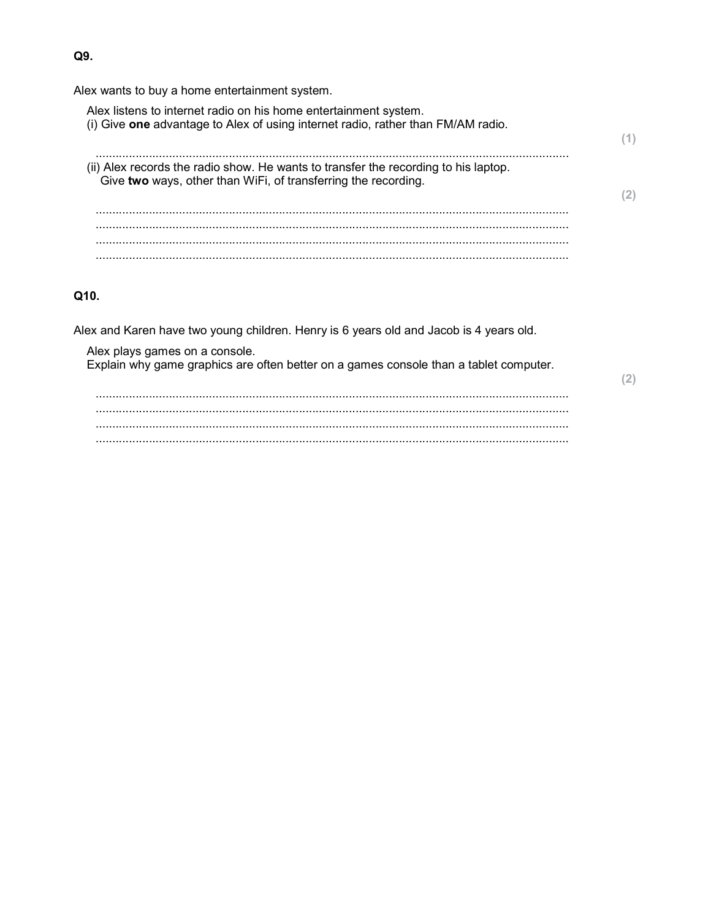**Q9.**

Alex wants to buy a home entertainment system.

Alex listens to internet radio on his home entertainment system.
(i) Give **one** advantage to Alex of using internet radio, rather than FM/AM radio.

**(1)**

..............................................................................................................................................

(ii) Alex records the radio show. He wants to transfer the recording to his laptop.
Give **two** ways, other than WiFi, of transferring the recording.

**(2)**

..............................................................................................................................................
..............................................................................................................................................
..............................................................................................................................................
..............................................................................................................................................

**Q10.**

Alex and Karen have two young children. Henry is 6 years old and Jacob is 4 years old.

Alex plays games on a console.
Explain why game graphics are often better on a games console than a tablet computer.

**(2)**

..............................................................................................................................................
..............................................................................................................................................
..............................................................................................................................................
..............................................................................................................................................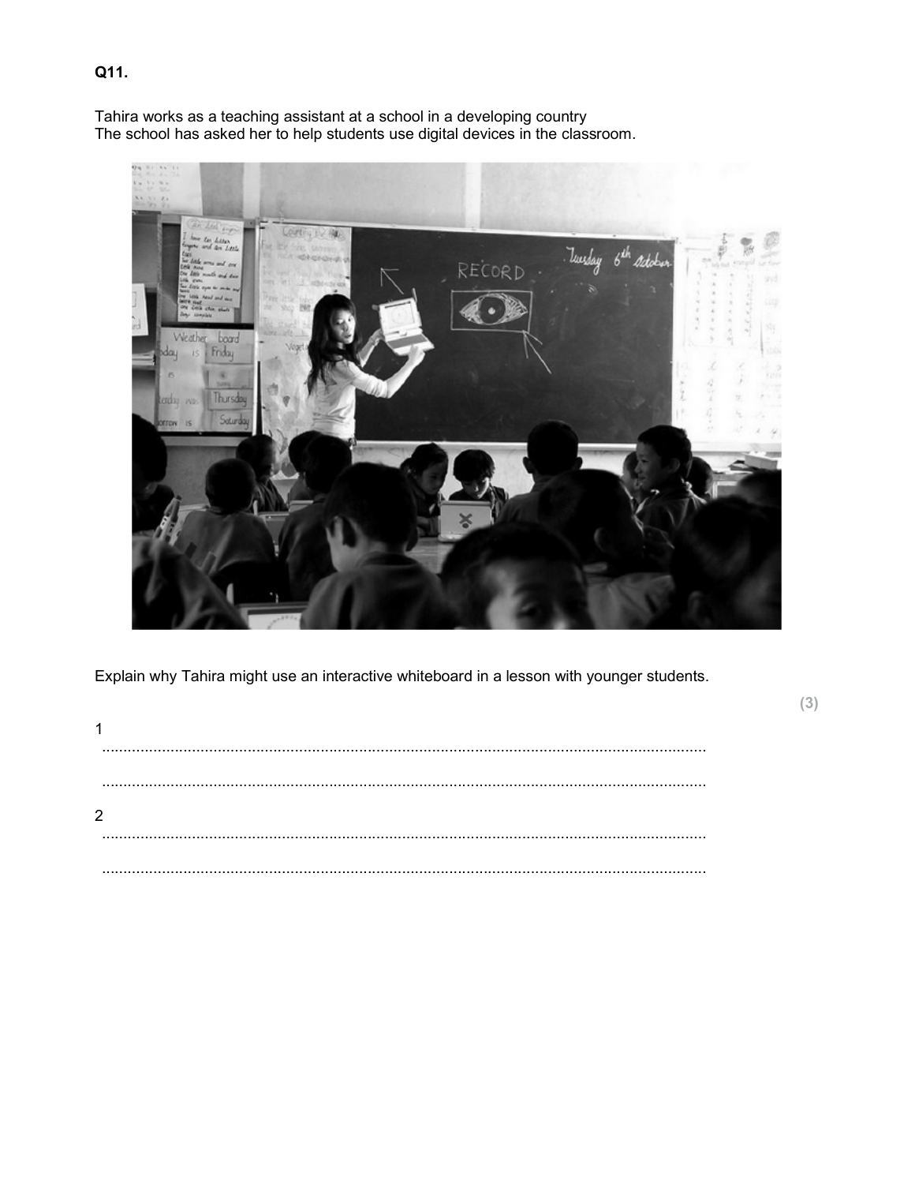**Q11.**

Tahira works as a teaching assistant at a school in a developing country
The school has asked her to help students use digital devices in the classroom.

Explain why Tahira might use an interactive whiteboard in a lesson with younger students.

**(3)**

1 ...............................................................................................................................................

...............................................................................................................................................

2 ...............................................................................................................................................

...............................................................................................................................................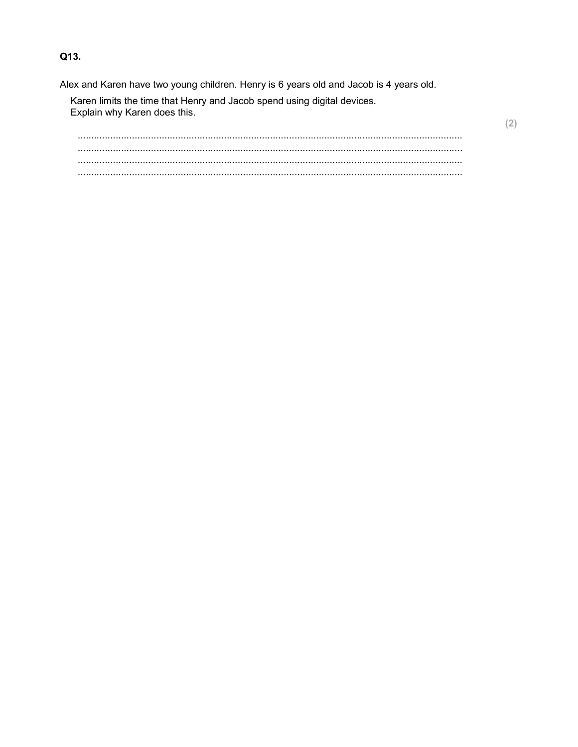**Q13.**

Alex and Karen have two young children. Henry is 6 years old and Jacob is 4 years old.

Karen limits the time that Henry and Jacob spend using digital devices.
Explain why Karen does this.

**(2)**

.............................................................................................................................................
.............................................................................................................................................
.............................................................................................................................................
.............................................................................................................................................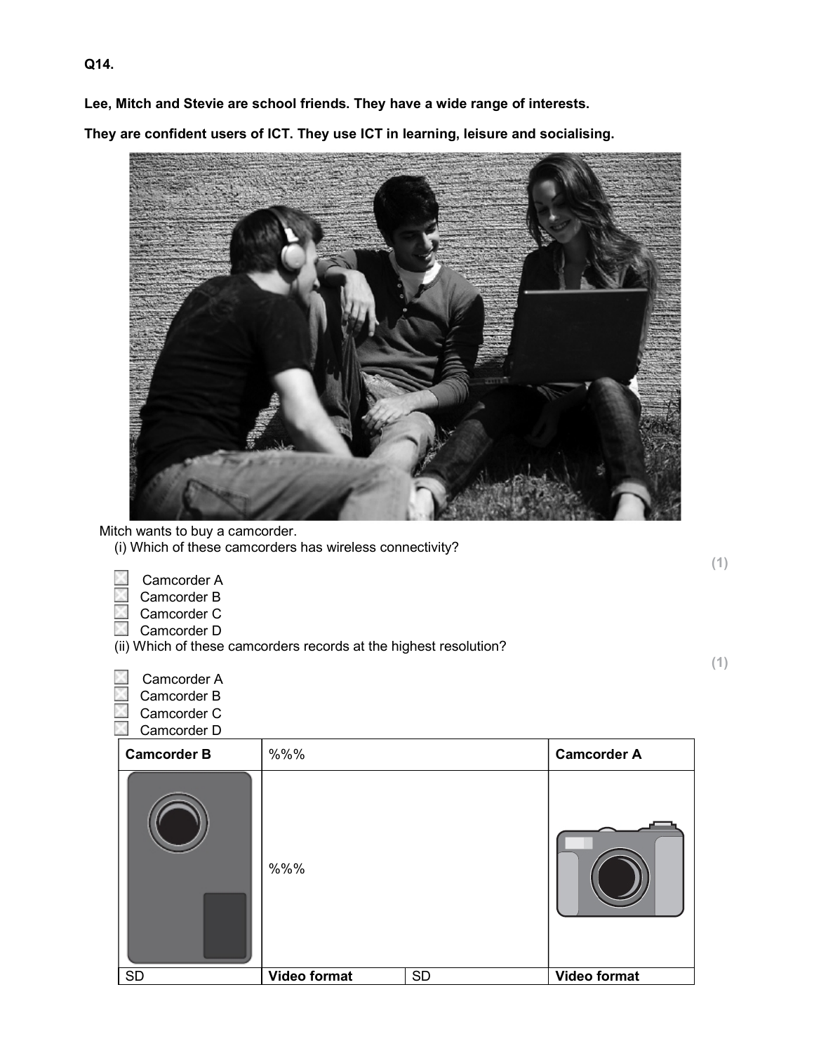**Q14.**

**Lee, Mitch and Stevie are school friends. They have a wide range of interests.**

**They are confident users of ICT. They use ICT in learning, leisure and socialising.**

Mitch wants to buy a camcorder.

(i) Which of these camcorders has wireless connectivity?

**(1)**

- ☐ Camcorder A
- ☐ Camcorder B
- ☐ Camcorder C
- ☐ Camcorder D

(ii) Which of these camcorders records at the highest resolution?

**(1)**

- ☐ Camcorder A
- ☐ Camcorder B
- ☐ Camcorder C
- ☐ Camcorder D

| **Camcorder B** | %%% | | **Camcorder A** |
|---|---|---|---|
| | %%% | | |
| SD | **Video format** | SD | **Video format** |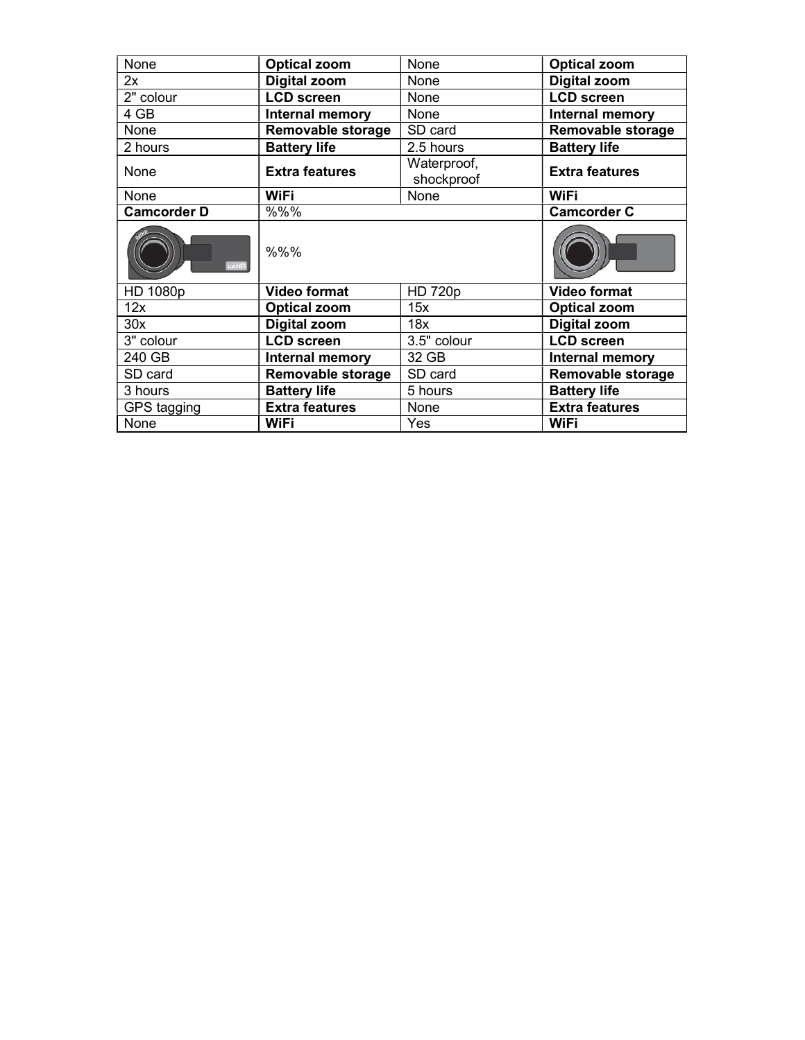| None | **Optical zoom** | None | **Optical zoom** |
|---|---|---|---|
| 2x | **Digital zoom** | None | **Digital zoom** |
| 2" colour | **LCD screen** | None | **LCD screen** |
| 4 GB | **Internal memory** | None | **Internal memory** |
| None | **Removable storage** | SD card | **Removable storage** |
| 2 hours | **Battery life** | 2.5 hours | **Battery life** |
| None | **Extra features** | Waterproof, shockproof | **Extra features** |
| None | **WiFi** | None | **WiFi** |

| **Camcorder D** | %%% | | **Camcorder C** |
|---|---|---|---|
| | %%% | | |
| HD 1080p | **Video format** | HD 720p | **Video format** |
| 12x | **Optical zoom** | 15x | **Optical zoom** |
| 30x | **Digital zoom** | 18x | **Digital zoom** |
| 3" colour | **LCD screen** | 3.5" colour | **LCD screen** |
| 240 GB | **Internal memory** | 32 GB | **Internal memory** |
| SD card | **Removable storage** | SD card | **Removable storage** |
| 3 hours | **Battery life** | 5 hours | **Battery life** |
| GPS tagging | **Extra features** | None | **Extra features** |
| None | **WiFi** | Yes | **WiFi** |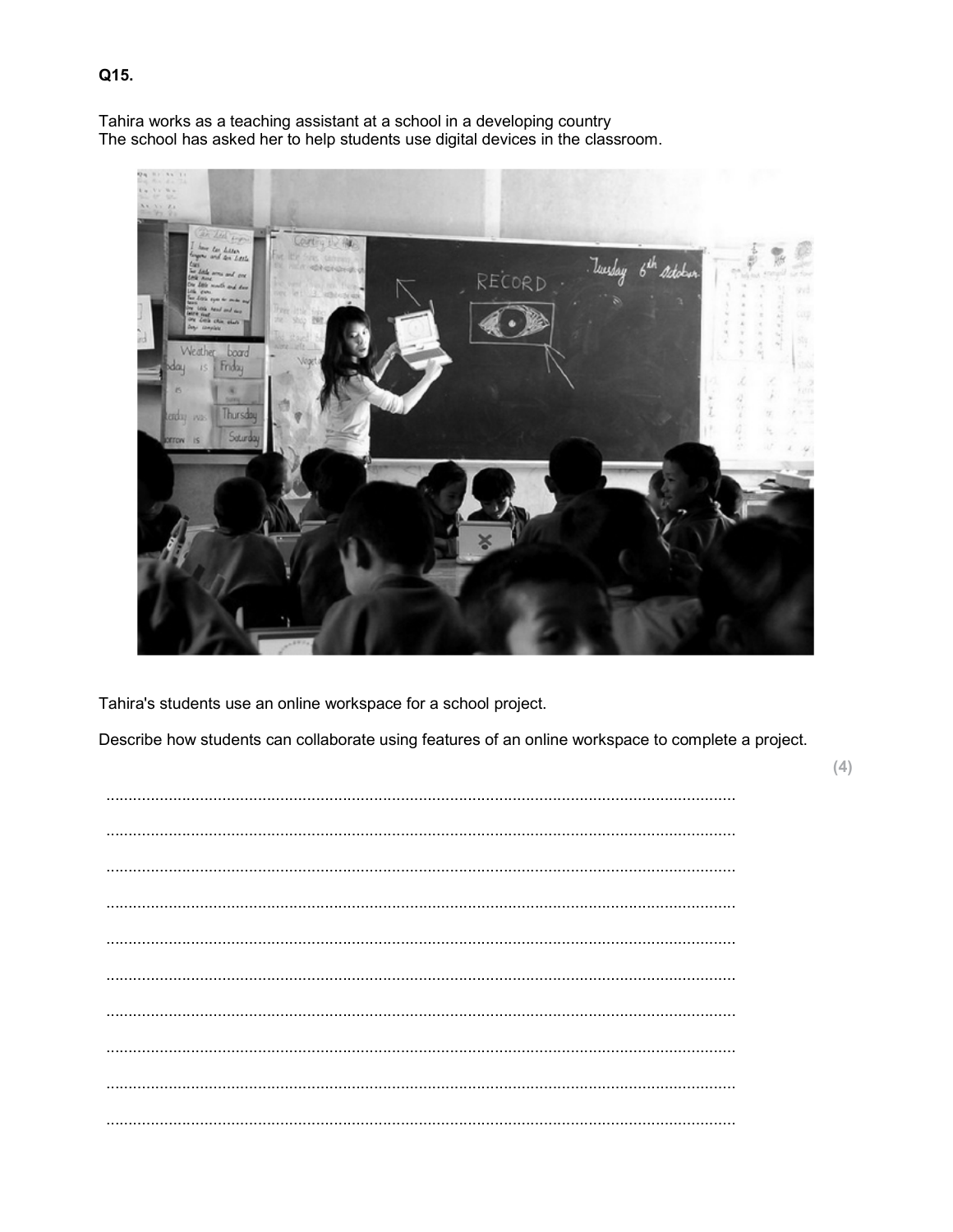**Q15.**

Tahira works as a teaching assistant at a school in a developing country
The school has asked her to help students use digital devices in the classroom.

Tahira's students use an online workspace for a school project.

Describe how students can collaborate using features of an online workspace to complete a project.

**(4)**

.............................................................................................................................................

.............................................................................................................................................

.............................................................................................................................................

.............................................................................................................................................

.............................................................................................................................................

.............................................................................................................................................

.............................................................................................................................................

.............................................................................................................................................

.............................................................................................................................................

.............................................................................................................................................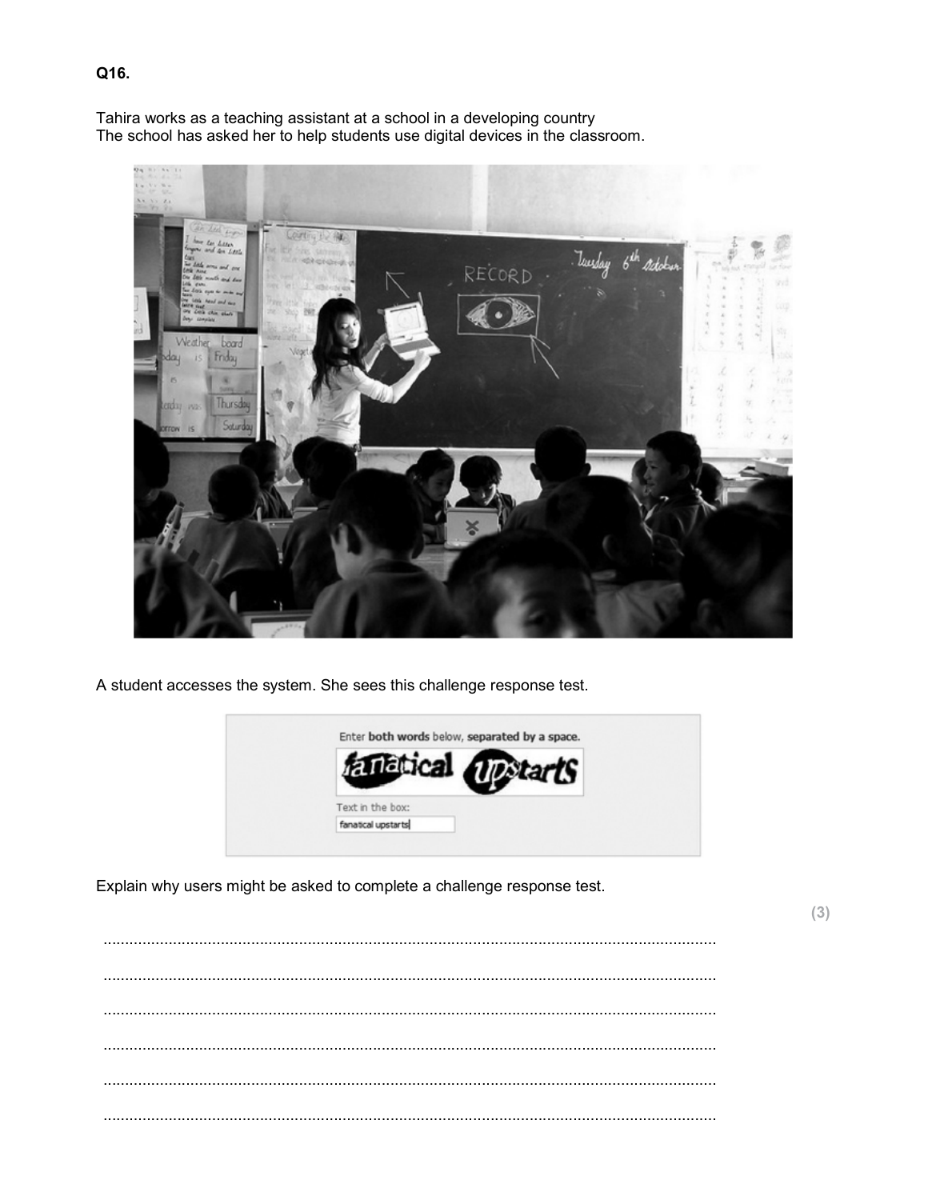**Q16.**

Tahira works as a teaching assistant at a school in a developing country
The school has asked her to help students use digital devices in the classroom.

A student accesses the system. She sees this challenge response test.

Explain why users might be asked to complete a challenge response test.

**(3)**

..............................................................................................................................................

..............................................................................................................................................

..............................................................................................................................................

..............................................................................................................................................

..............................................................................................................................................

..............................................................................................................................................